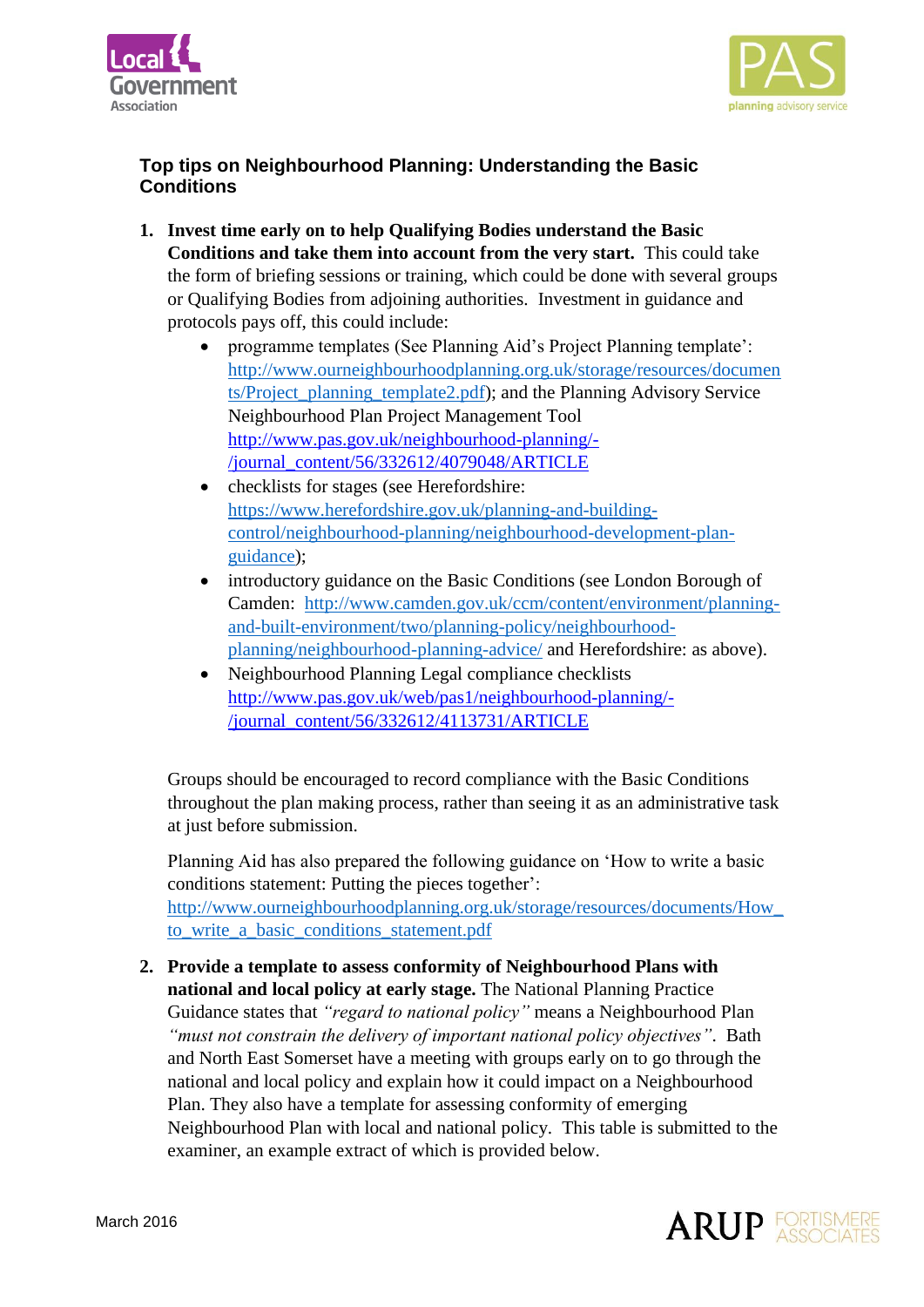## Top tips on Neighbourhood Planning: Understanding the Basic Conditions

1. **Invest time early on to help Qualifying Bodies understand the Basic Conditions and take them into account from the very start.** This could take the form of briefing sessions or training, which could be done with several groups or Qualifying Bodies from adjoining authorities. Investment in guidance and protocols pays off, this could include:
   - programme templates (See Planning Aid's Project Planning template': http://www.ourneighbourhoodplanning.org.uk/storage/resources/documents/Project_planning_template2.pdf); and the Planning Advisory Service Neighbourhood Plan Project Management Tool http://www.pas.gov.uk/neighbourhood-planning/-/journal_content/56/332612/4079048/ARTICLE
   - checklists for stages (see Herefordshire: https://www.herefordshire.gov.uk/planning-and-building-control/neighbourhood-planning/neighbourhood-development-plan-guidance);
   - introductory guidance on the Basic Conditions (see London Borough of Camden: http://www.camden.gov.uk/ccm/content/environment/planning-and-built-environment/two/planning-policy/neighbourhood-planning/neighbourhood-planning-advice/ and Herefordshire: as above).
   - Neighbourhood Planning Legal compliance checklists http://www.pas.gov.uk/web/pas1/neighbourhood-planning/-/journal_content/56/332612/4113731/ARTICLE

   Groups should be encouraged to record compliance with the Basic Conditions throughout the plan making process, rather than seeing it as an administrative task at just before submission.

   Planning Aid has also prepared the following guidance on 'How to write a basic conditions statement: Putting the pieces together': http://www.ourneighbourhoodplanning.org.uk/storage/resources/documents/How_to_write_a_basic_conditions_statement.pdf

2. **Provide a template to assess conformity of Neighbourhood Plans with national and local policy at early stage.** The National Planning Practice Guidance states that *"regard to national policy"* means a Neighbourhood Plan *"must not constrain the delivery of important national policy objectives"*. Bath and North East Somerset have a meeting with groups early on to go through the national and local policy and explain how it could impact on a Neighbourhood Plan. They also have a template for assessing conformity of emerging Neighbourhood Plan with local and national policy. This table is submitted to the examiner, an example extract of which is provided below.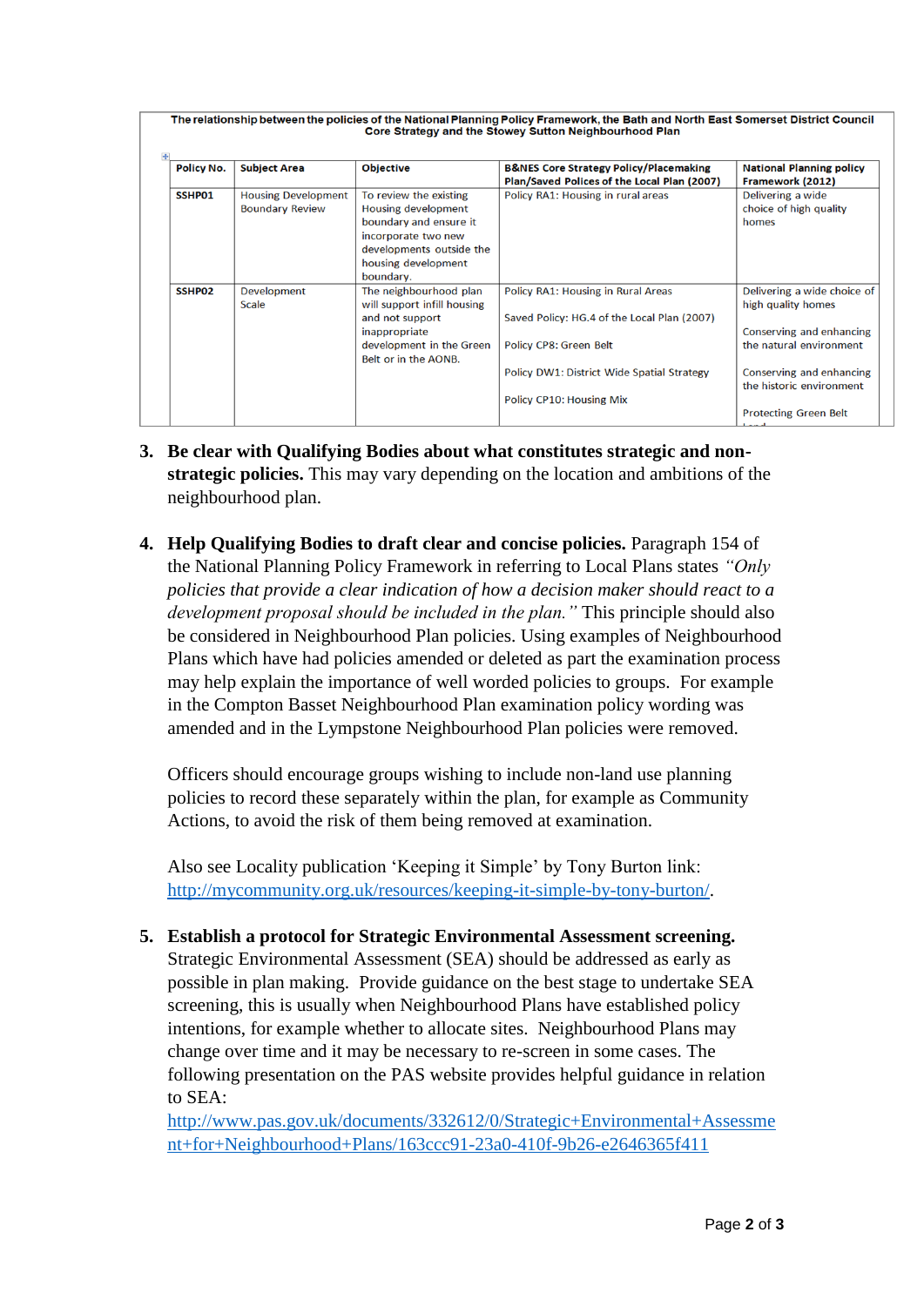**The relationship between the policies of the National Planning Policy Framework, the Bath and North East Somerset District Council Core Strategy and the Stowey Sutton Neighbourhood Plan**

| Policy No. | Subject Area | Objective | B&NES Core Strategy Policy/Placemaking Plan/Saved Polices of the Local Plan (2007) | National Planning policy Framework (2012) |
|---|---|---|---|---|
| SSHP01 | Housing Development Boundary Review | To review the existing Housing development boundary and ensure it incorporate two new developments outside the housing development boundary. | Policy RA1: Housing in rural areas | Delivering a wide choice of high quality homes |
| SSHP02 | Development Scale | The neighbourhood plan will support infill housing and not support inappropriate development in the Green Belt or in the AONB. | Policy RA1: Housing in Rural Areas<br><br>Saved Policy: HG.4 of the Local Plan (2007)<br><br>Policy CP8: Green Belt<br><br>Policy DW1: District Wide Spatial Strategy<br><br>Policy CP10: Housing Mix | Delivering a wide choice of high quality homes<br><br>Conserving and enhancing the natural environment<br><br>Conserving and enhancing the historic environment<br><br>Protecting Green Belt Land |

3. **Be clear with Qualifying Bodies about what constitutes strategic and non-strategic policies.** This may vary depending on the location and ambitions of the neighbourhood plan.

4. **Help Qualifying Bodies to draft clear and concise policies.** Paragraph 154 of the National Planning Policy Framework in referring to Local Plans states *"Only policies that provide a clear indication of how a decision maker should react to a development proposal should be included in the plan."* This principle should also be considered in Neighbourhood Plan policies. Using examples of Neighbourhood Plans which have had policies amended or deleted as part the examination process may help explain the importance of well worded policies to groups. For example in the Compton Basset Neighbourhood Plan examination policy wording was amended and in the Lympstone Neighbourhood Plan policies were removed.

   Officers should encourage groups wishing to include non-land use planning policies to record these separately within the plan, for example as Community Actions, to avoid the risk of them being removed at examination.

   Also see Locality publication 'Keeping it Simple' by Tony Burton link: http://mycommunity.org.uk/resources/keeping-it-simple-by-tony-burton/.

5. **Establish a protocol for Strategic Environmental Assessment screening.** Strategic Environmental Assessment (SEA) should be addressed as early as possible in plan making. Provide guidance on the best stage to undertake SEA screening, this is usually when Neighbourhood Plans have established policy intentions, for example whether to allocate sites. Neighbourhood Plans may change over time and it may be necessary to re-screen in some cases. The following presentation on the PAS website provides helpful guidance in relation to SEA: http://www.pas.gov.uk/documents/332612/0/Strategic+Environmental+Assessment+for+Neighbourhood+Plans/163ccc91-23a0-410f-9b26-e2646365f411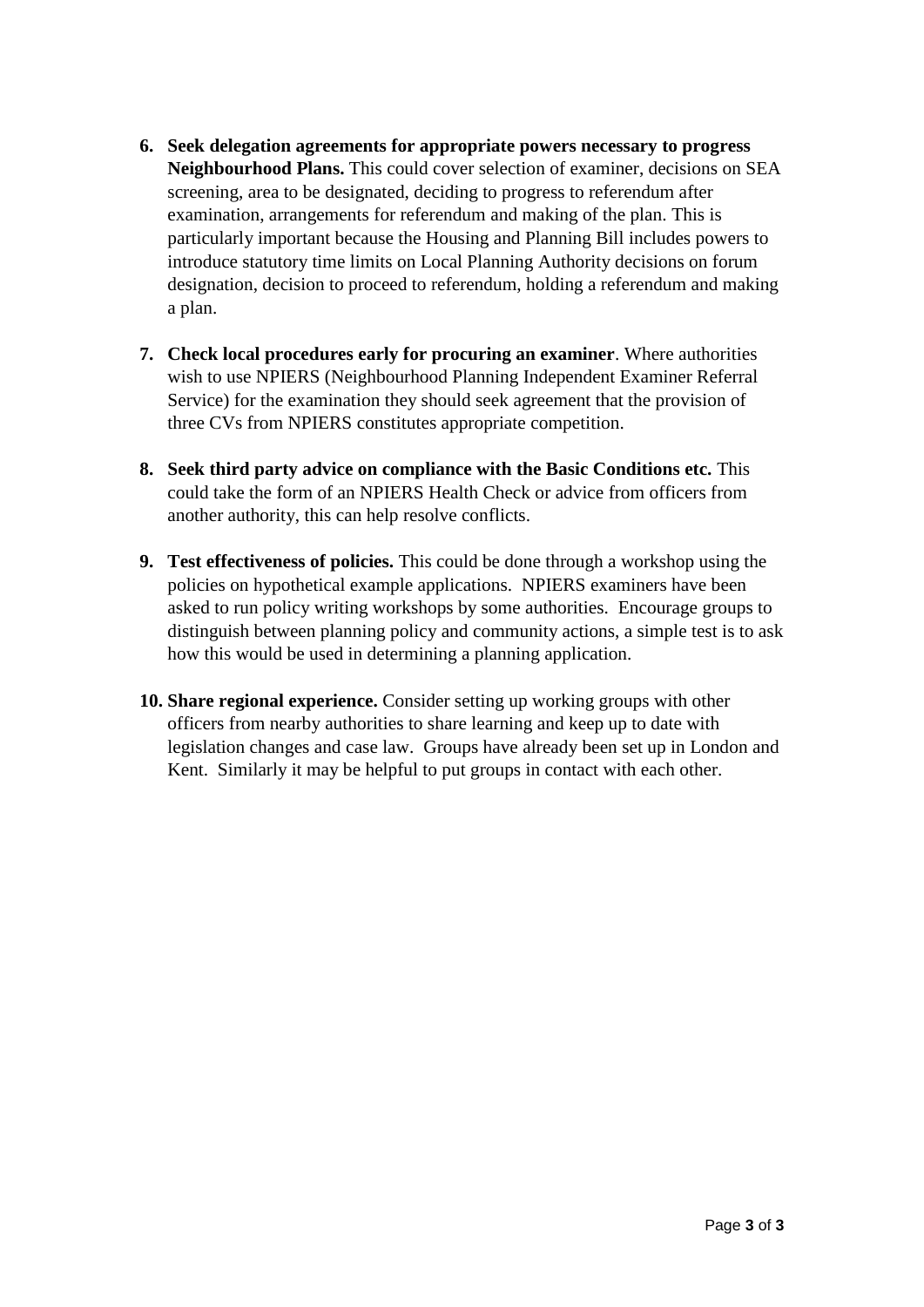6. **Seek delegation agreements for appropriate powers necessary to progress Neighbourhood Plans.** This could cover selection of examiner, decisions on SEA screening, area to be designated, deciding to progress to referendum after examination, arrangements for referendum and making of the plan. This is particularly important because the Housing and Planning Bill includes powers to introduce statutory time limits on Local Planning Authority decisions on forum designation, decision to proceed to referendum, holding a referendum and making a plan.

7. **Check local procedures early for procuring an examiner**. Where authorities wish to use NPIERS (Neighbourhood Planning Independent Examiner Referral Service) for the examination they should seek agreement that the provision of three CVs from NPIERS constitutes appropriate competition.

8. **Seek third party advice on compliance with the Basic Conditions etc.** This could take the form of an NPIERS Health Check or advice from officers from another authority, this can help resolve conflicts.

9. **Test effectiveness of policies.** This could be done through a workshop using the policies on hypothetical example applications. NPIERS examiners have been asked to run policy writing workshops by some authorities. Encourage groups to distinguish between planning policy and community actions, a simple test is to ask how this would be used in determining a planning application.

10. **Share regional experience.** Consider setting up working groups with other officers from nearby authorities to share learning and keep up to date with legislation changes and case law. Groups have already been set up in London and Kent. Similarly it may be helpful to put groups in contact with each other.